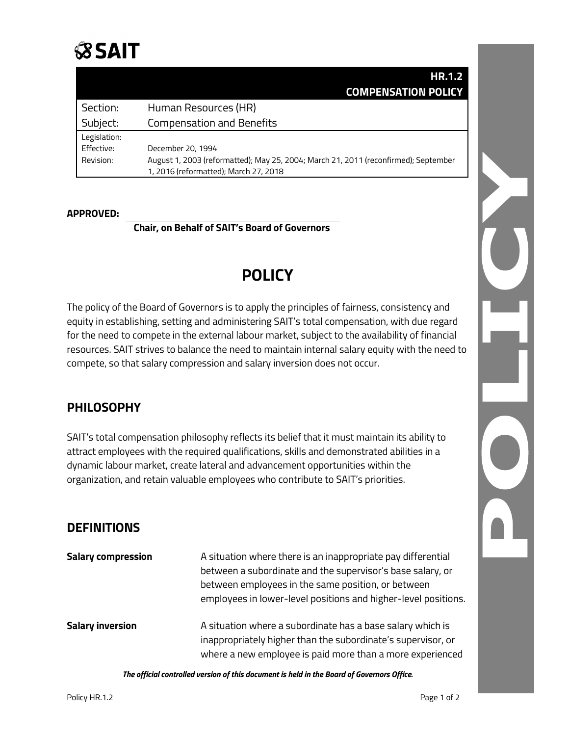SAIT

# HR.1.2 COMPENSATION POLICY

| | |
|---|---|
| Section: | Human Resources (HR) |
| Subject: | Compensation and Benefits |
| Legislation: | |
| Effective: | December 20, 1994 |
| Revision: | August 1, 2003 (reformatted); May 25, 2004; March 21, 2011 (reconfirmed); September 1, 2016 (reformatted); March 27, 2018 |

**APPROVED:**

**Chair, on Behalf of SAIT's Board of Governors**

# POLICY

The policy of the Board of Governors is to apply the principles of fairness, consistency and equity in establishing, setting and administering SAIT's total compensation, with due regard for the need to compete in the external labour market, subject to the availability of financial resources. SAIT strives to balance the need to maintain internal salary equity with the need to compete, so that salary compression and salary inversion does not occur.

## PHILOSOPHY

SAIT's total compensation philosophy reflects its belief that it must maintain its ability to attract employees with the required qualifications, skills and demonstrated abilities in a dynamic labour market, create lateral and advancement opportunities within the organization, and retain valuable employees who contribute to SAIT's priorities.

## DEFINITIONS

**Salary compression** — A situation where there is an inappropriate pay differential between a subordinate and the supervisor's base salary, or between employees in the same position, or between employees in lower-level positions and higher-level positions.

**Salary inversion** — A situation where a subordinate has a base salary which is inappropriately higher than the subordinate's supervisor, or where a new employee is paid more than a more experienced

*The official controlled version of this document is held in the Board of Governors Office.*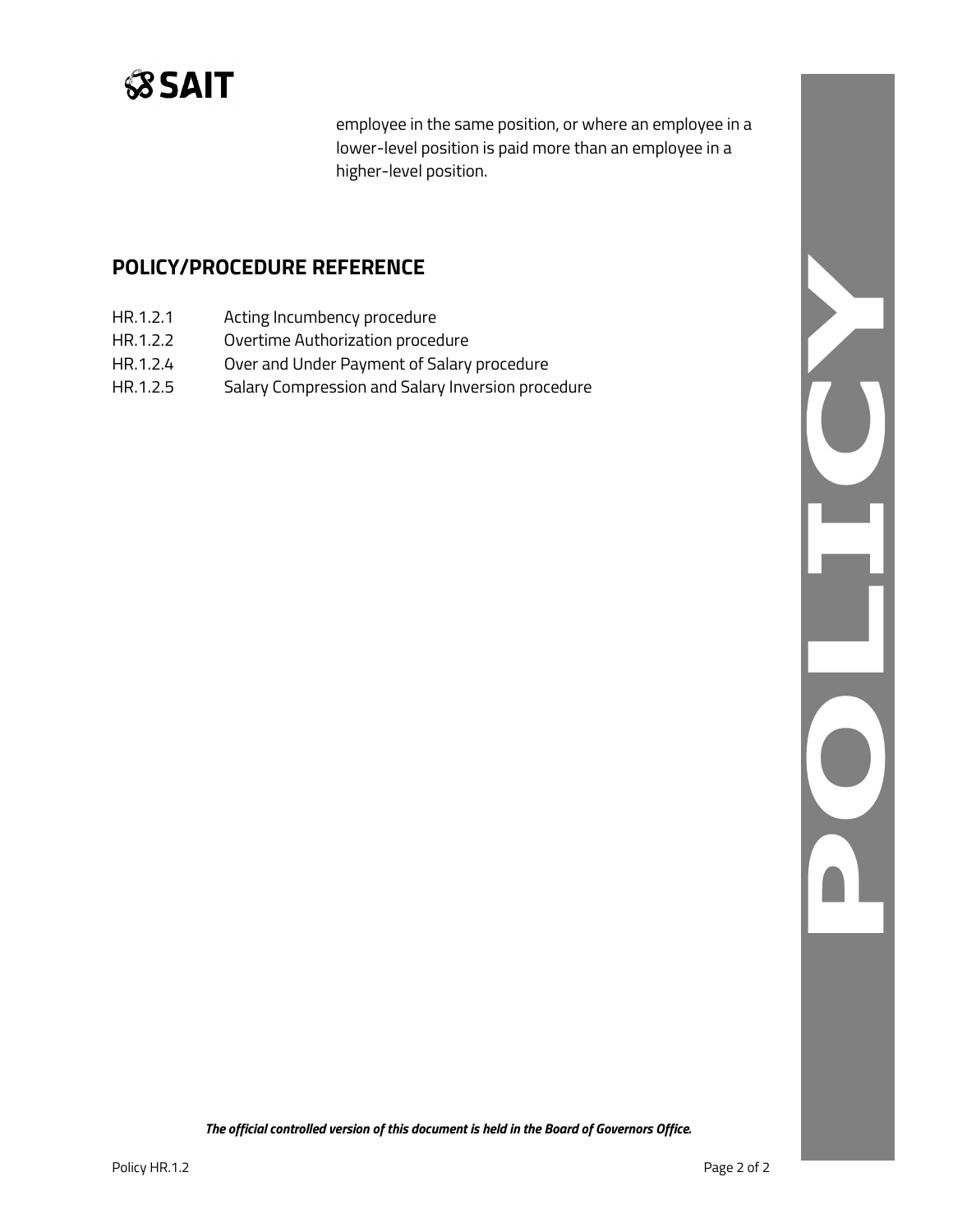employee in the same position, or where an employee in a lower-level position is paid more than an employee in a higher-level position.

## POLICY/PROCEDURE REFERENCE

| | |
|---|---|
| HR.1.2.1 | Acting Incumbency procedure |
| HR.1.2.2 | Overtime Authorization procedure |
| HR.1.2.4 | Over and Under Payment of Salary procedure |
| HR.1.2.5 | Salary Compression and Salary Inversion procedure |

***The official controlled version of this document is held in the Board of Governors Office.***